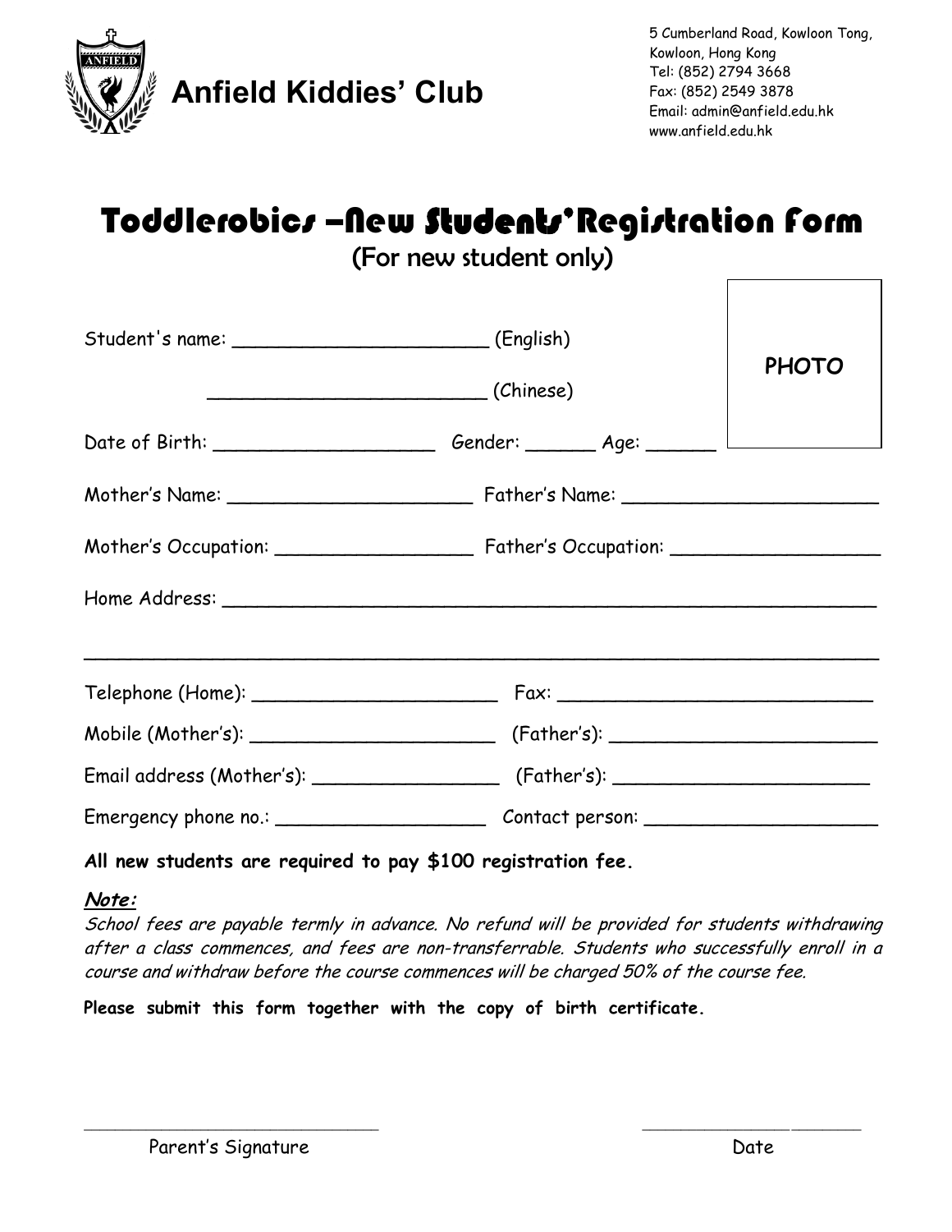# Anfield Kiddies' Club

5 Cumberland Road, Kowloon Tong,
Kowloon, Hong Kong
Tel: (852) 2794 3668
Fax: (852) 2549 3878
Email: admin@anfield.edu.hk
www.anfield.edu.hk

## Toddlerobics –New Students' Registration Form

(For new student only)

PHOTO

Student's name: ______________________ (English)

______________________ (Chinese)

Date of Birth: ___________________ Gender: ______ Age: ______

Mother's Name: _____________________ Father's Name: _____________________

Mother's Occupation: _________________ Father's Occupation: _________________

Home Address: ___________________________________________________________

_________________________________________________________________________

Telephone (Home): _____________________ Fax: ___________________________

Mobile (Mother's): _____________________ (Father's): _______________________

Email address (Mother's): ________________ (Father's): ______________________

Emergency phone no.: __________________ Contact person: ____________________

**All new students are required to pay $100 registration fee.**

***Note:***

*School fees are payable termly in advance. No refund will be provided for students withdrawing after a class commences, and fees are non-transferrable. Students who successfully enroll in a course and withdraw before the course commences will be charged 50% of the course fee.*

**Please submit this form together with the copy of birth certificate.**

_____________________________ _____________________

Parent's Signature Date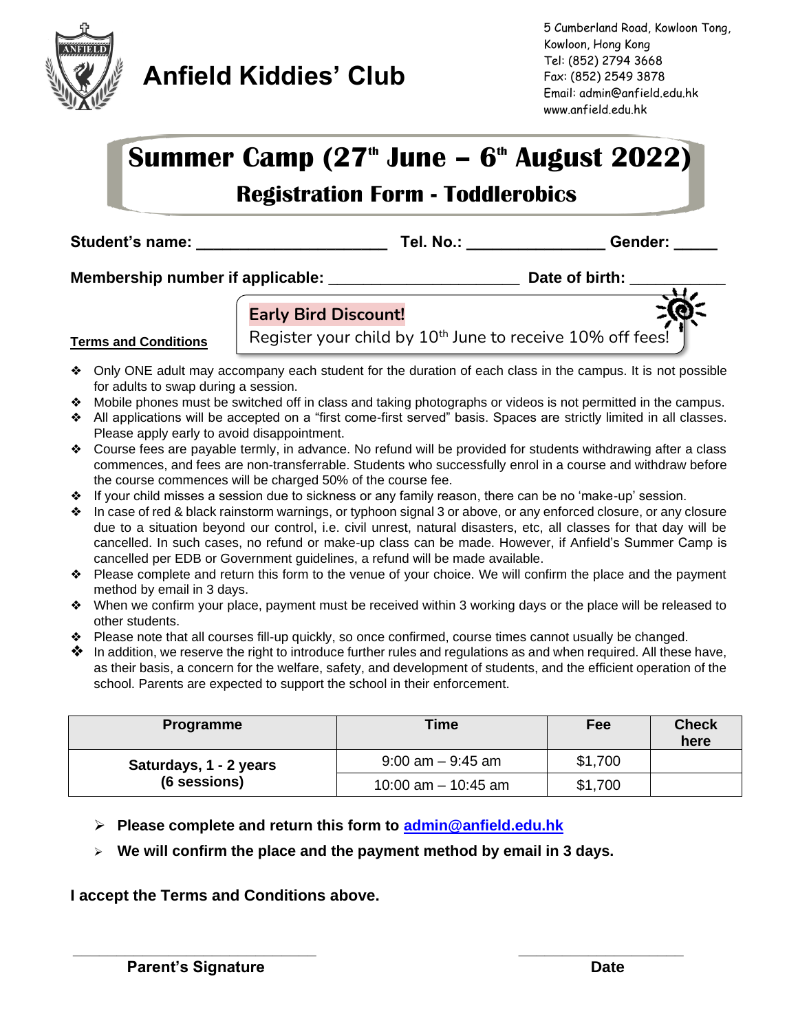# Anfield Kiddies' Club

5 Cumberland Road, Kowloon Tong, Kowloon, Hong Kong
Tel: (852) 2794 3668
Fax: (852) 2549 3878
Email: admin@anfield.edu.hk
www.anfield.edu.hk

# Summer Camp (27th June – 6th August 2022)

## Registration Form - Toddlerobics

**Student's name:** ____________________ **Tel. No.:** _______________ **Gender:** _____

**Membership number if applicable:** ____________________ **Date of birth:** ___________

**Early Bird Discount!**
Register your child by 10th June to receive 10% off fees!

**Terms and Conditions**

- Only ONE adult may accompany each student for the duration of each class in the campus. It is not possible for adults to swap during a session.
- Mobile phones must be switched off in class and taking photographs or videos is not permitted in the campus.
- All applications will be accepted on a "first come-first served" basis. Spaces are strictly limited in all classes. Please apply early to avoid disappointment.
- Course fees are payable termly, in advance. No refund will be provided for students withdrawing after a class commences, and fees are non-transferrable. Students who successfully enrol in a course and withdraw before the course commences will be charged 50% of the course fee.
- If your child misses a session due to sickness or any family reason, there can be no 'make-up' session.
- In case of red & black rainstorm warnings, or typhoon signal 3 or above, or any enforced closure, or any closure due to a situation beyond our control, i.e. civil unrest, natural disasters, etc, all classes for that day will be cancelled. In such cases, no refund or make-up class can be made. However, if Anfield's Summer Camp is cancelled per EDB or Government guidelines, a refund will be made available.
- Please complete and return this form to the venue of your choice. We will confirm the place and the payment method by email in 3 days.
- When we confirm your place, payment must be received within 3 working days or the place will be released to other students.
- Please note that all courses fill-up quickly, so once confirmed, course times cannot usually be changed.
- In addition, we reserve the right to introduce further rules and regulations as and when required. All these have, as their basis, a concern for the welfare, safety, and development of students, and the efficient operation of the school. Parents are expected to support the school in their enforcement.

| Programme | Time | Fee | Check here |
|---|---|---|---|
| Saturdays, 1 - 2 years (6 sessions) | 9:00 am – 9:45 am | $1,700 | |
| | 10:00 am – 10:45 am | $1,700 | |

- **Please complete and return this form to admin@anfield.edu.hk**
- **We will confirm the place and the payment method by email in 3 days.**

**I accept the Terms and Conditions above.**

_____________________________ **Parent's Signature**

____________________ **Date**